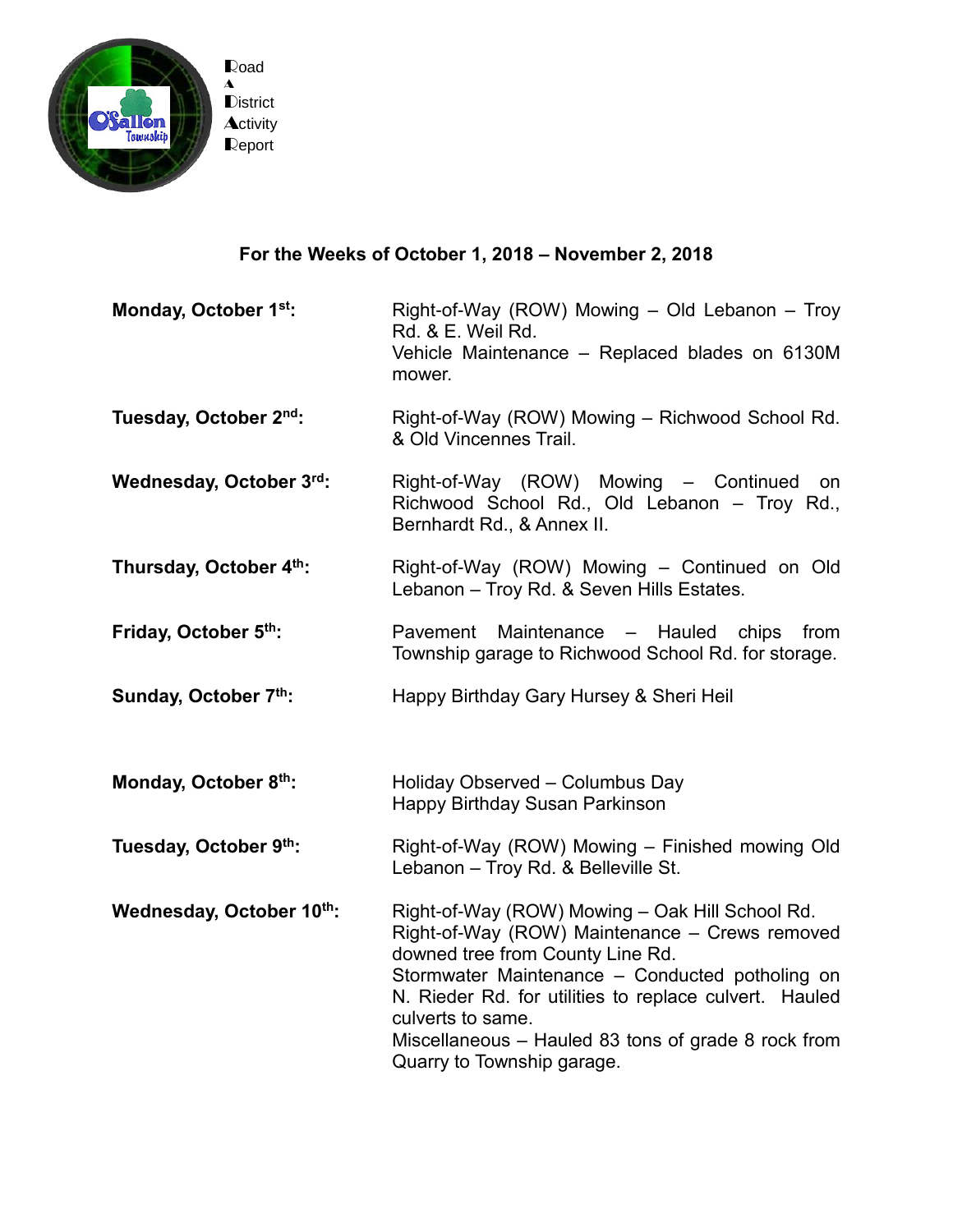Road
A
District
Activity
Report

**For the Weeks of October 1, 2018 – November 2, 2018**

**Monday, October 1st:** Right-of-Way (ROW) Mowing – Old Lebanon – Troy Rd. & E. Weil Rd.
Vehicle Maintenance – Replaced blades on 6130M mower.

**Tuesday, October 2nd:** Right-of-Way (ROW) Mowing – Richwood School Rd. & Old Vincennes Trail.

**Wednesday, October 3rd:** Right-of-Way (ROW) Mowing – Continued on Richwood School Rd., Old Lebanon – Troy Rd., Bernhardt Rd., & Annex II.

**Thursday, October 4th:** Right-of-Way (ROW) Mowing – Continued on Old Lebanon – Troy Rd. & Seven Hills Estates.

**Friday, October 5th:** Pavement Maintenance – Hauled chips from Township garage to Richwood School Rd. for storage.

**Sunday, October 7th:** Happy Birthday Gary Hursey & Sheri Heil

**Monday, October 8th:** Holiday Observed – Columbus Day
Happy Birthday Susan Parkinson

**Tuesday, October 9th:** Right-of-Way (ROW) Mowing – Finished mowing Old Lebanon – Troy Rd. & Belleville St.

**Wednesday, October 10th:** Right-of-Way (ROW) Mowing – Oak Hill School Rd.
Right-of-Way (ROW) Maintenance – Crews removed downed tree from County Line Rd.
Stormwater Maintenance – Conducted potholing on N. Rieder Rd. for utilities to replace culvert. Hauled culverts to same.
Miscellaneous – Hauled 83 tons of grade 8 rock from Quarry to Township garage.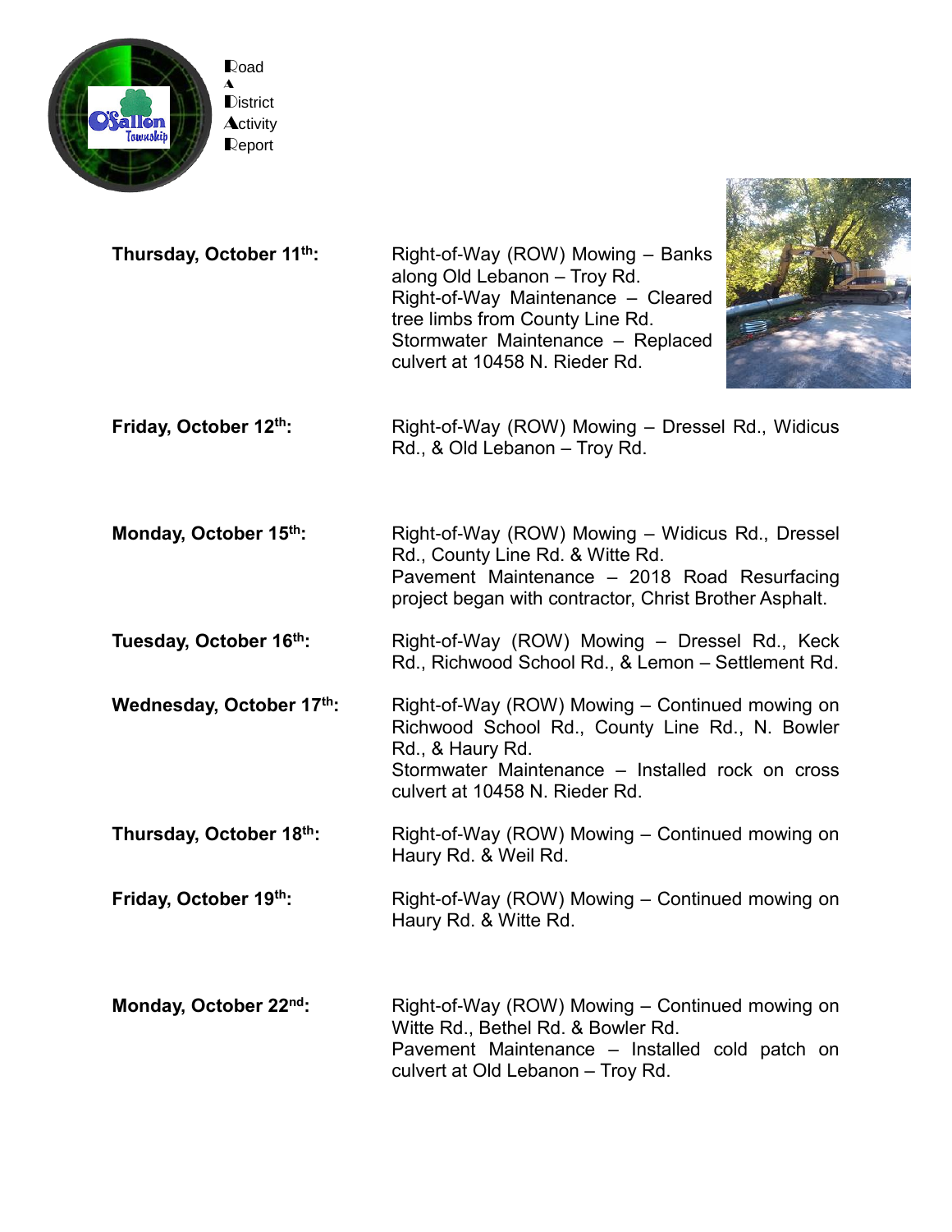**Road A District Activity Report**

| | |
|---|---|
| **Thursday, October 11th:** | Right-of-Way (ROW) Mowing – Banks along Old Lebanon – Troy Rd. Right-of-Way Maintenance – Cleared tree limbs from County Line Rd. Stormwater Maintenance – Replaced culvert at 10458 N. Rieder Rd. |
| **Friday, October 12th:** | Right-of-Way (ROW) Mowing – Dressel Rd., Widicus Rd., & Old Lebanon – Troy Rd. |
| **Monday, October 15th:** | Right-of-Way (ROW) Mowing – Widicus Rd., Dressel Rd., County Line Rd. & Witte Rd. Pavement Maintenance – 2018 Road Resurfacing project began with contractor, Christ Brother Asphalt. |
| **Tuesday, October 16th:** | Right-of-Way (ROW) Mowing – Dressel Rd., Keck Rd., Richwood School Rd., & Lemon – Settlement Rd. |
| **Wednesday, October 17th:** | Right-of-Way (ROW) Mowing – Continued mowing on Richwood School Rd., County Line Rd., N. Bowler Rd., & Haury Rd. Stormwater Maintenance – Installed rock on cross culvert at 10458 N. Rieder Rd. |
| **Thursday, October 18th:** | Right-of-Way (ROW) Mowing – Continued mowing on Haury Rd. & Weil Rd. |
| **Friday, October 19th:** | Right-of-Way (ROW) Mowing – Continued mowing on Haury Rd. & Witte Rd. |
| **Monday, October 22nd:** | Right-of-Way (ROW) Mowing – Continued mowing on Witte Rd., Bethel Rd. & Bowler Rd. Pavement Maintenance – Installed cold patch on culvert at Old Lebanon – Troy Rd. |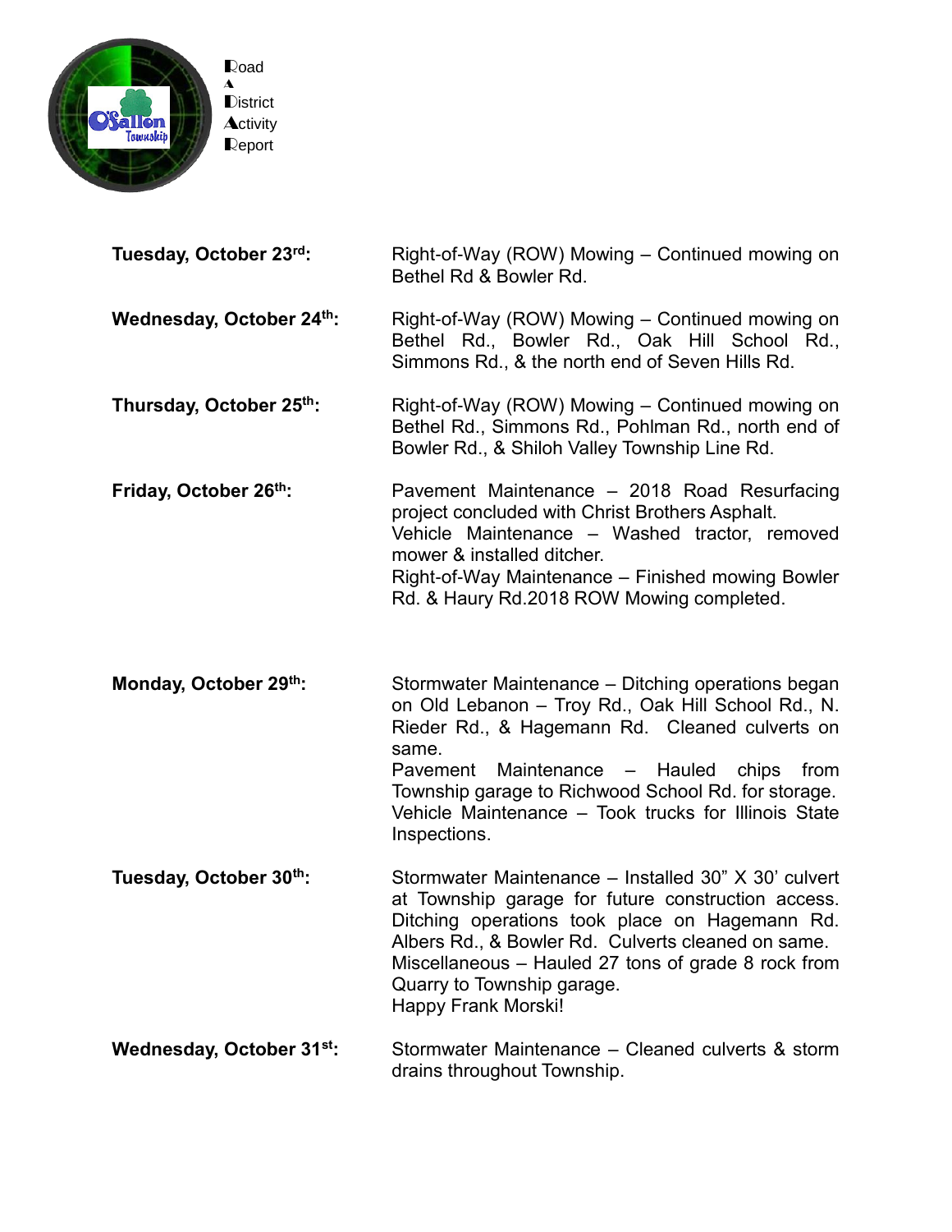Road
A
District
Activity
Report

**Tuesday, October 23rd:** Right-of-Way (ROW) Mowing – Continued mowing on Bethel Rd & Bowler Rd.

**Wednesday, October 24th:** Right-of-Way (ROW) Mowing – Continued mowing on Bethel Rd., Bowler Rd., Oak Hill School Rd., Simmons Rd., & the north end of Seven Hills Rd.

**Thursday, October 25th:** Right-of-Way (ROW) Mowing – Continued mowing on Bethel Rd., Simmons Rd., Pohlman Rd., north end of Bowler Rd., & Shiloh Valley Township Line Rd.

**Friday, October 26th:** Pavement Maintenance – 2018 Road Resurfacing project concluded with Christ Brothers Asphalt.
Vehicle Maintenance – Washed tractor, removed mower & installed ditcher.
Right-of-Way Maintenance – Finished mowing Bowler Rd. & Haury Rd.2018 ROW Mowing completed.

**Monday, October 29th:** Stormwater Maintenance – Ditching operations began on Old Lebanon – Troy Rd., Oak Hill School Rd., N. Rieder Rd., & Hagemann Rd. Cleaned culverts on same.
Pavement Maintenance – Hauled chips from Township garage to Richwood School Rd. for storage.
Vehicle Maintenance – Took trucks for Illinois State Inspections.

**Tuesday, October 30th:** Stormwater Maintenance – Installed 30" X 30' culvert at Township garage for future construction access. Ditching operations took place on Hagemann Rd. Albers Rd., & Bowler Rd. Culverts cleaned on same.
Miscellaneous – Hauled 27 tons of grade 8 rock from Quarry to Township garage.
Happy Frank Morski!

**Wednesday, October 31st:** Stormwater Maintenance – Cleaned culverts & storm drains throughout Township.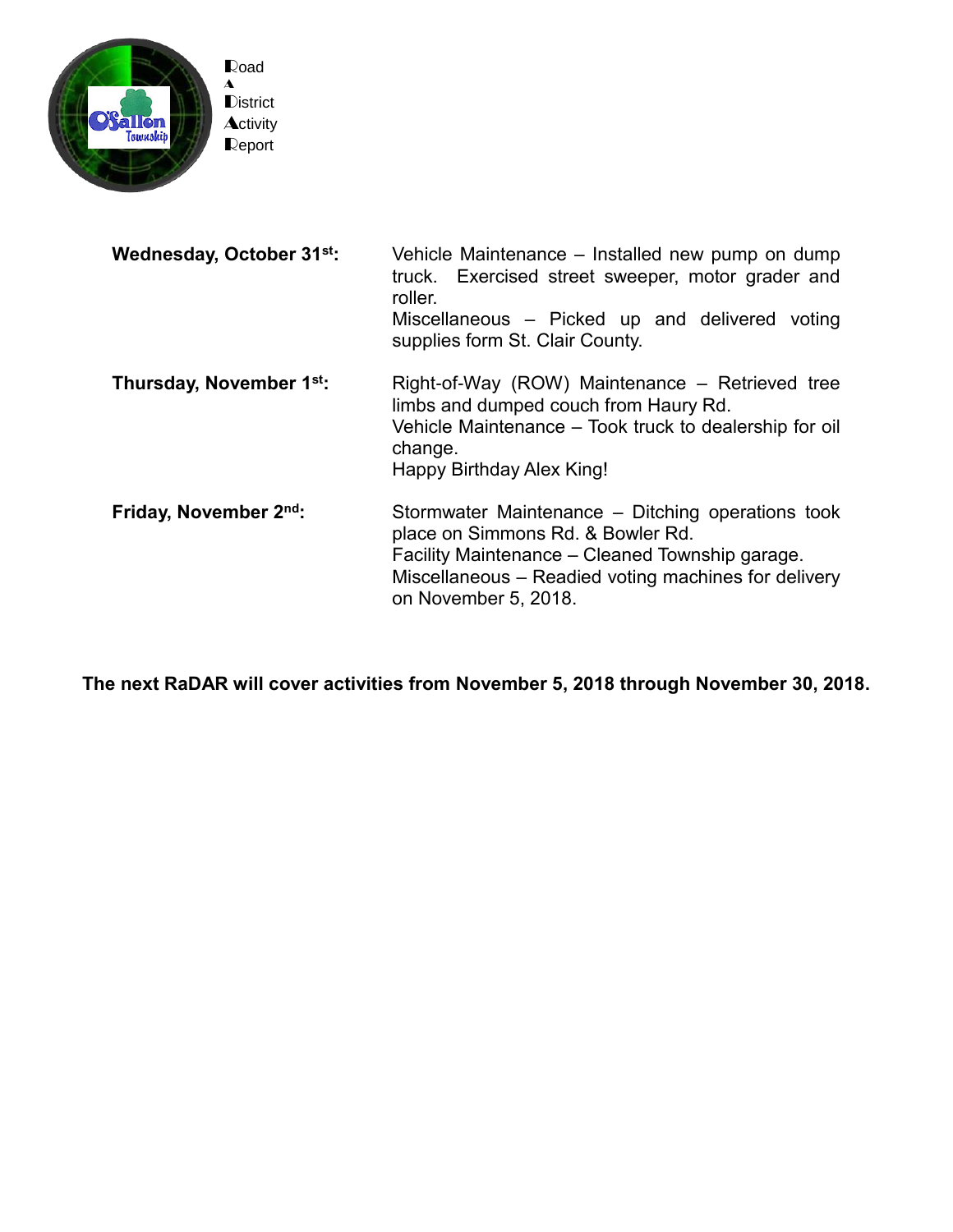Road
A
District
Activity
Report

| | |
|---|---|
| **Wednesday, October 31st:** | Vehicle Maintenance – Installed new pump on dump truck. Exercised street sweeper, motor grader and roller.<br>Miscellaneous – Picked up and delivered voting supplies form St. Clair County. |
| **Thursday, November 1st:** | Right-of-Way (ROW) Maintenance – Retrieved tree limbs and dumped couch from Haury Rd.<br>Vehicle Maintenance – Took truck to dealership for oil change.<br>Happy Birthday Alex King! |
| **Friday, November 2nd:** | Stormwater Maintenance – Ditching operations took place on Simmons Rd. & Bowler Rd.<br>Facility Maintenance – Cleaned Township garage.<br>Miscellaneous – Readied voting machines for delivery on November 5, 2018. |

**The next RaDAR will cover activities from November 5, 2018 through November 30, 2018.**